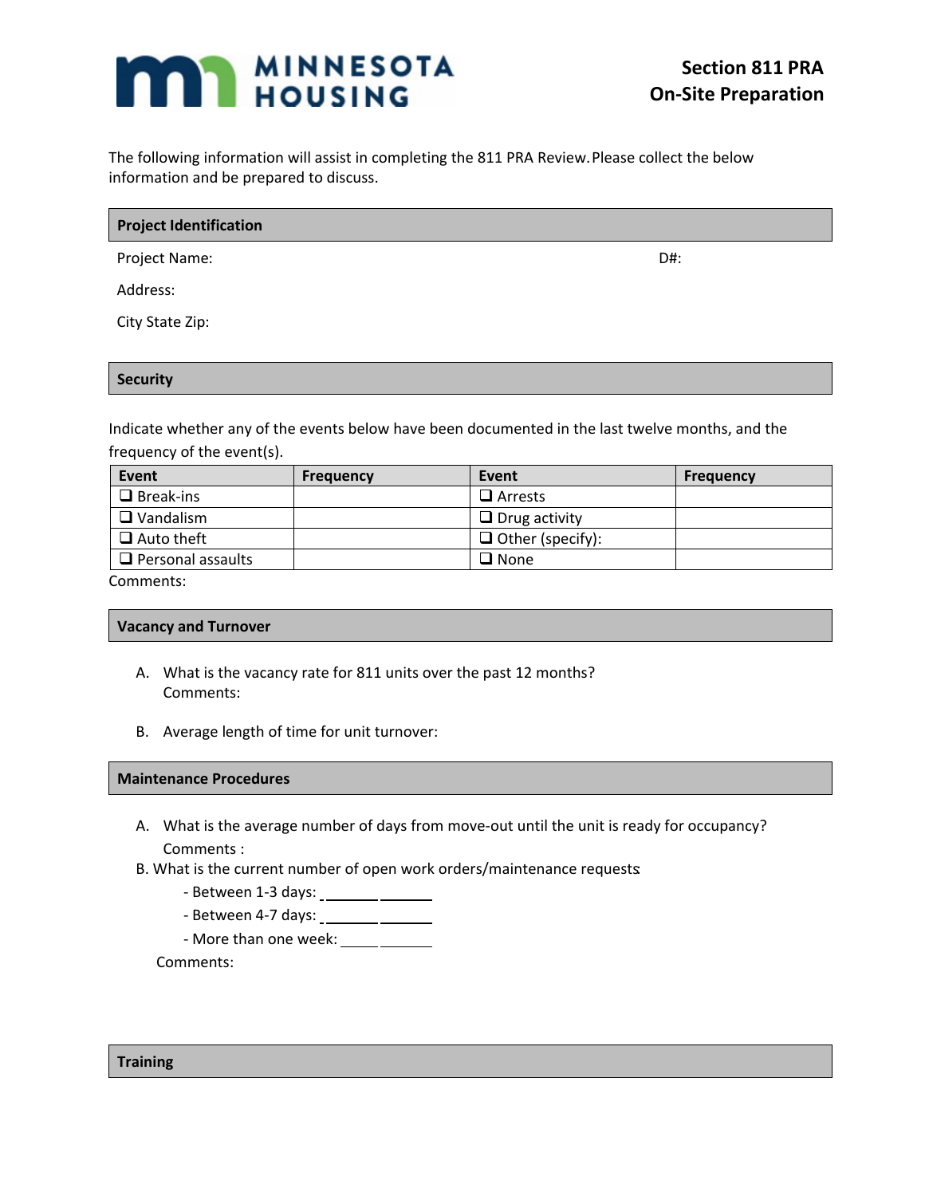MINNESOTA HOUSING

# Section 811 PRA On-Site Preparation

The following information will assist in completing the 811 PRA Review. Please collect the below information and be prepared to discuss.

## Project Identification

Project Name: D#:

Address:

City State Zip:

## Security

Indicate whether any of the events below have been documented in the last twelve months, and the frequency of the event(s).

| Event | Frequency | Event | Frequency |
|---|---|---|---|
| ❑ Break-ins | | ❑ Arrests | |
| ❑ Vandalism | | ❑ Drug activity | |
| ❑ Auto theft | | ❑ Other (specify): | |
| ❑ Personal assaults | | ❑ None | |

Comments:

## Vacancy and Turnover

A. What is the vacancy rate for 811 units over the past 12 months?
Comments:

B. Average length of time for unit turnover:

## Maintenance Procedures

A. What is the average number of days from move-out until the unit is ready for occupancy?
Comments :

B. What is the current number of open work orders/maintenance requests:

- Between 1-3 days: ______________
- Between 4-7 days: ______________
- More than one week: ____________

Comments:

## Training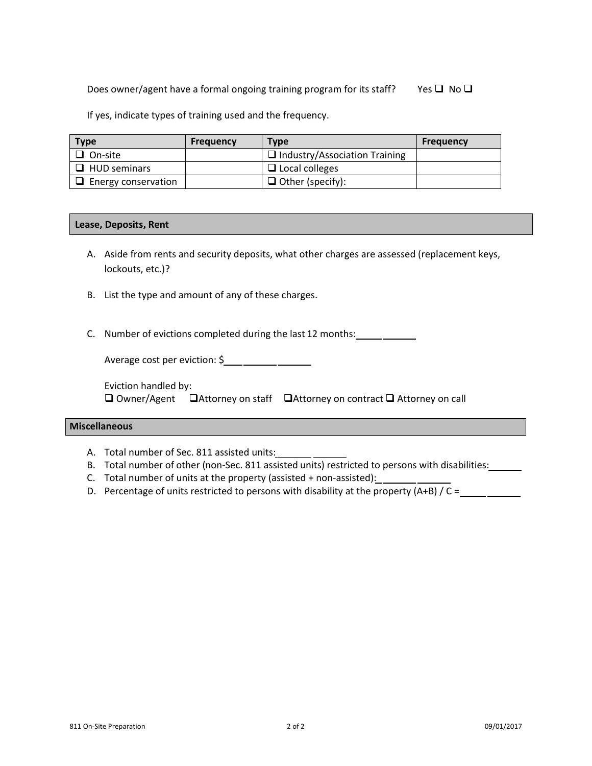Does owner/agent have a formal ongoing training program for its staff? Yes ❑ No ❑

If yes, indicate types of training used and the frequency.

| Type | Frequency | Type | Frequency |
| --- | --- | --- | --- |
| ❑ On-site | | ❑ Industry/Association Training | |
| ❑ HUD seminars | | ❑ Local colleges | |
| ❑ Energy conservation | | ❑ Other (specify): | |

## Lease, Deposits, Rent

A. Aside from rents and security deposits, what other charges are assessed (replacement keys, lockouts, etc.)?

B. List the type and amount of any of these charges.

C. Number of evictions completed during the last 12 months:\_\_\_\_\_\_\_\_\_\_

Average cost per eviction: $\_\_\_\_\_\_\_\_\_\_

Eviction handled by:
❑ Owner/Agent ❑Attorney on staff ❑Attorney on contract ❑ Attorney on call

## Miscellaneous

A. Total number of Sec. 811 assisted units:\_\_\_\_\_\_\_\_\_\_
B. Total number of other (non-Sec. 811 assisted units) restricted to persons with disabilities:\_\_\_\_\_\_
C. Total number of units at the property (assisted + non-assisted):\_\_\_\_\_\_\_\_\_\_
D. Percentage of units restricted to persons with disability at the property (A+B) / C = \_\_\_\_\_\_\_\_\_\_